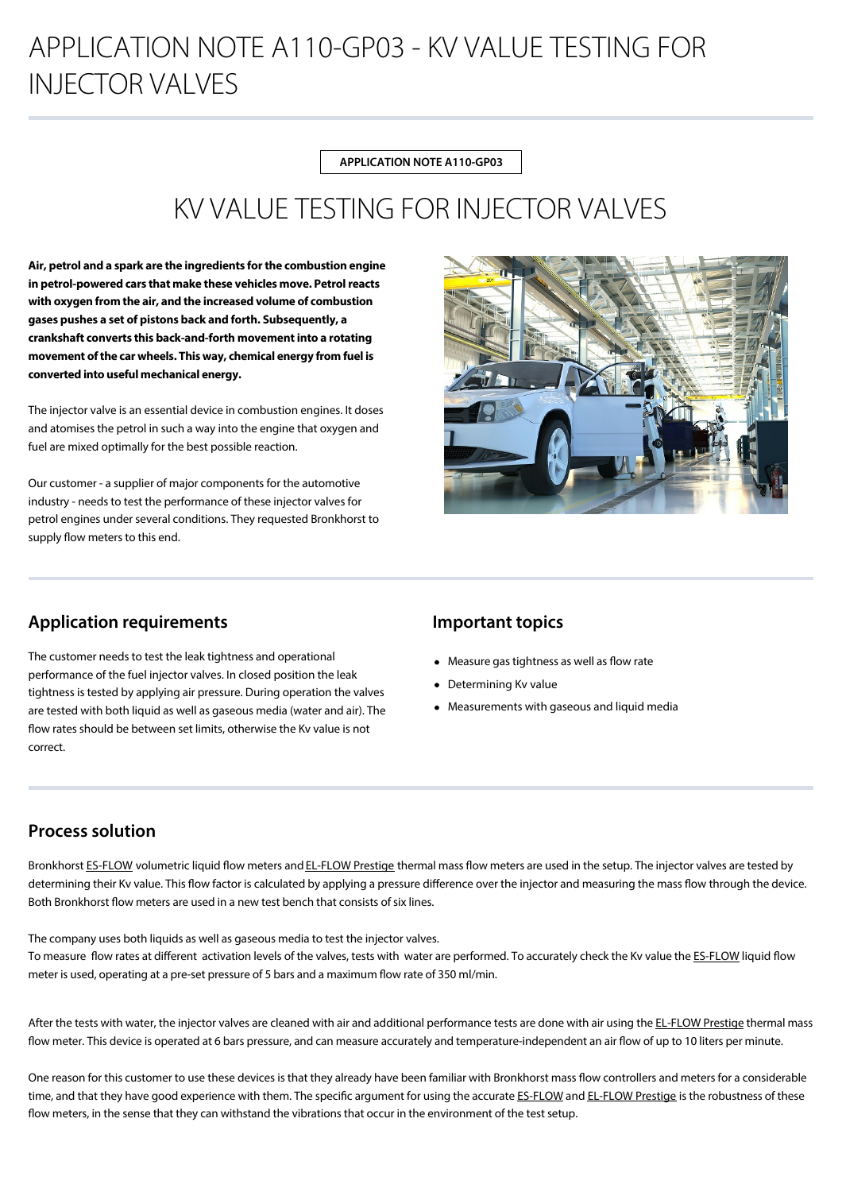# APPLICATION NOTE A110-GP03 - KV VALUE TESTING FOR INJECTOR VALVES

APPLICATION NOTE A110-GP03

## KV VALUE TESTING FOR INJECTOR VALVES

**Air, petrol and a spark are the ingredients for the combustion engine in petrol-powered cars that make these vehicles move. Petrol reacts with oxygen from the air, and the increased volume of combustion gases pushes a set of pistons back and forth. Subsequently, a crankshaft converts this back-and-forth movement into a rotating movement of the car wheels. This way, chemical energy from fuel is converted into useful mechanical energy.**

The injector valve is an essential device in combustion engines. It doses and atomises the petrol in such a way into the engine that oxygen and fuel are mixed optimally for the best possible reaction.

Our customer - a supplier of major components for the automotive industry - needs to test the performance of these injector valves for petrol engines under several conditions. They requested Bronkhorst to supply flow meters to this end.

## Application requirements

The customer needs to test the leak tightness and operational performance of the fuel injector valves. In closed position the leak tightness is tested by applying air pressure. During operation the valves are tested with both liquid as well as gaseous media (water and air). The flow rates should be between set limits, otherwise the Kv value is not correct.

## Important topics

- Measure gas tightness as well as flow rate
- Determining Kv value
- Measurements with gaseous and liquid media

## Process solution

Bronkhorst ES-FLOW volumetric liquid flow meters and EL-FLOW Prestige thermal mass flow meters are used in the setup. The injector valves are tested by determining their Kv value. This flow factor is calculated by applying a pressure difference over the injector and measuring the mass flow through the device. Both Bronkhorst flow meters are used in a new test bench that consists of six lines.

The company uses both liquids as well as gaseous media to test the injector valves.
To measure flow rates at different activation levels of the valves, tests with water are performed. To accurately check the Kv value the ES-FLOW liquid flow meter is used, operating at a pre-set pressure of 5 bars and a maximum flow rate of 350 ml/min.

After the tests with water, the injector valves are cleaned with air and additional performance tests are done with air using the EL-FLOW Prestige thermal mass flow meter. This device is operated at 6 bars pressure, and can measure accurately and temperature-independent an air flow of up to 10 liters per minute.

One reason for this customer to use these devices is that they already have been familiar with Bronkhorst mass flow controllers and meters for a considerable time, and that they have good experience with them. The specific argument for using the accurate ES-FLOW and EL-FLOW Prestige is the robustness of these flow meters, in the sense that they can withstand the vibrations that occur in the environment of the test setup.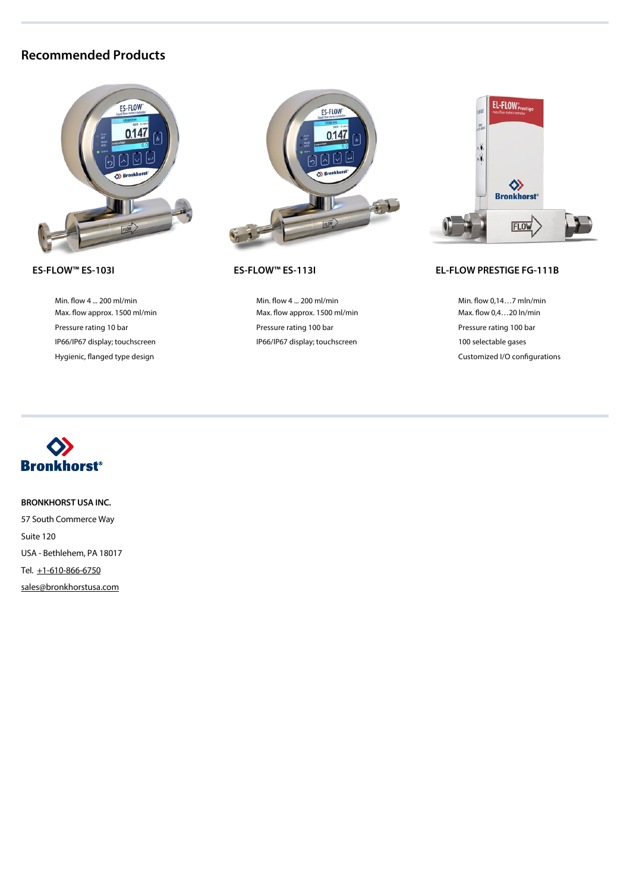## Recommended Products

### ES-FLOW™ ES-103I

Min. flow 4 ... 200 ml/min
Max. flow approx. 1500 ml/min
Pressure rating 10 bar
IP66/IP67 display; touchscreen
Hygienic, flanged type design

### ES-FLOW™ ES-113I

Min. flow 4 ... 200 ml/min
Max. flow approx. 1500 ml/min
Pressure rating 100 bar
IP66/IP67 display; touchscreen

### EL-FLOW PRESTIGE FG-111B

Min. flow 0,14…7 mln/min
Max. flow 0,4…20 ln/min
Pressure rating 100 bar
100 selectable gases
Customized I/O configurations

**BRONKHORST USA INC.**
57 South Commerce Way
Suite 120
USA - Bethlehem, PA 18017
Tel. +1-610-866-6750
sales@bronkhorstusa.com